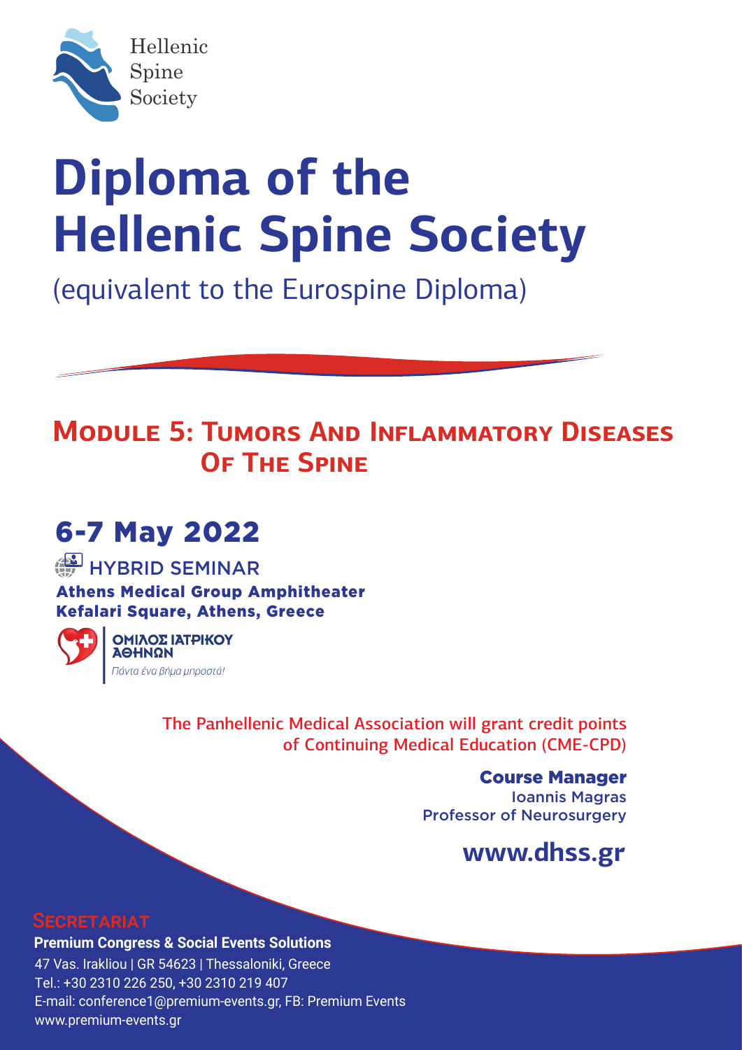Hellenic
Spine
Society

# Diploma of the Hellenic Spine Society

(equivalent to the Eurospine Diploma)

## Module 5: Tumors And Inflammatory Diseases Of The Spine

## 6-7 May 2022

HYBRID SEMINAR

**Athens Medical Group Amphitheater**
**Kefalari Square, Athens, Greece**

ΟΜΙΛΟΣ ΙΑΤΡΙΚΟΥ ΑΘΗΝΩΝ
*Πάντα ένα βήμα μπροστά!*

The Panhellenic Medical Association will grant credit points of Continuing Medical Education (CME-CPD)

**Course Manager**
Ioannis Magras
Professor of Neurosurgery

**www.dhss.gr**

### Secretariat

**Premium Congress & Social Events Solutions**
47 Vas. Irakliou | GR 54623 | Thessaloniki, Greece
Tel.: +30 2310 226 250, +30 2310 219 407
E-mail: conference1@premium-events.gr, FB: Premium Events
www.premium-events.gr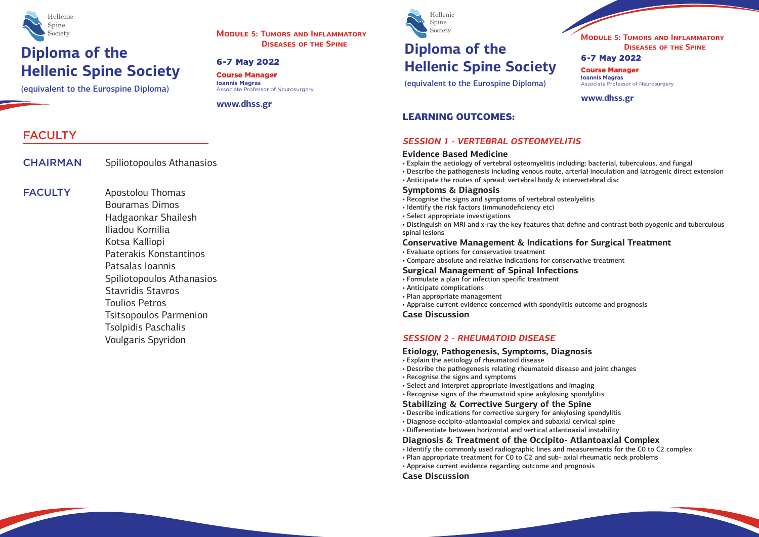Hellenic Spine Society

# Diploma of the Hellenic Spine Society

(equivalent to the Eurospine Diploma)

**Module 5: Tumors and Inflammatory Diseases of the Spine**

**6-7 May 2022**

**Course Manager**
**Ioannis Magras**
Associate Professor of Neurosurgery

**www.dhss.gr**

## FACULTY

**CHAIRMAN** Spiliotopoulos Athanasios

**FACULTY**
Apostolou Thomas
Bouramas Dimos
Hadgaonkar Shailesh
Iliadou Kornilia
Kotsa Kalliopi
Paterakis Konstantinos
Patsalas Ioannis
Spiliotopoulos Athanasios
Stavridis Stavros
Toulios Petros
Tsitsopoulos Parmenion
Tsolpidis Paschalis
Voulgaris Spyridon

Hellenic Spine Society

# Diploma of the Hellenic Spine Society

(equivalent to the Eurospine Diploma)

**Module 5: Tumors and Inflammatory Diseases of the Spine**

**6-7 May 2022**

**Course Manager**
**Ioannis Magras**
Associate Professor of Neurosurgery

**www.dhss.gr**

## LEARNING OUTCOMES:

### *SESSION 1 - VERTEBRAL OSTEOMYELITIS*

**Evidence Based Medicine**
- Explain the aetiology of vertebral osteomyelitis including: bacterial, tuberculous, and fungal
- Describe the pathogenesis including venous route, arterial inoculation and iatrogenic direct extension
- Anticipate the routes of spread: vertebral body & intervertebral disc

**Symptoms & Diagnosis**
- Recognise the signs and symptoms of vertebral osteolyelitis
- Identify the risk factors (immunodeficiency etc)
- Select appropriate investigations
- Distinguish on MRI and x-ray the key features that define and contrast both pyogenic and tuberculous spinal lesions

**Conservative Management & Indications for Surgical Treatment**
- Evaluate options for conservative treatment
- Compare absolute and relative indications for conservative treatment

**Surgical Management of Spinal Infections**
- Formulate a plan for infection specific treatment
- Anticipate complications
- Plan appropriate management
- Appraise current evidence concerned with spondylitis outcome and prognosis

**Case Discussion**

### *SESSION 2 - RHEUMATOID DISEASE*

**Etiology, Pathogenesis, Symptoms, Diagnosis**
- Explain the aetiology of rheumatoid disease
- Describe the pathogenesis relating rheumatoid disease and joint changes
- Recognise the signs and symptoms
- Select and interpret appropriate investigations and imaging
- Recognise signs of the rheumatoid spine ankylosing spondylitis

**Stabilizing & Corrective Surgery of the Spine**
- Describe indications for corrective surgery for ankylosing spondylitis
- Diagnose occipito-atlantoaxial complex and subaxial cervical spine
- Differentiate between horizontal and vertical atlantoaxial instability

**Diagnosis & Treatment of the Occipito- Atlantoaxial Complex**
- Identify the commonly used radiographic lines and measurements for the C0 to C2 complex
- Plan appropriate treatment for C0 to C2 and sub- axial rheumatic neck problems
- Appraise current evidence regarding outcome and prognosis

**Case Discussion**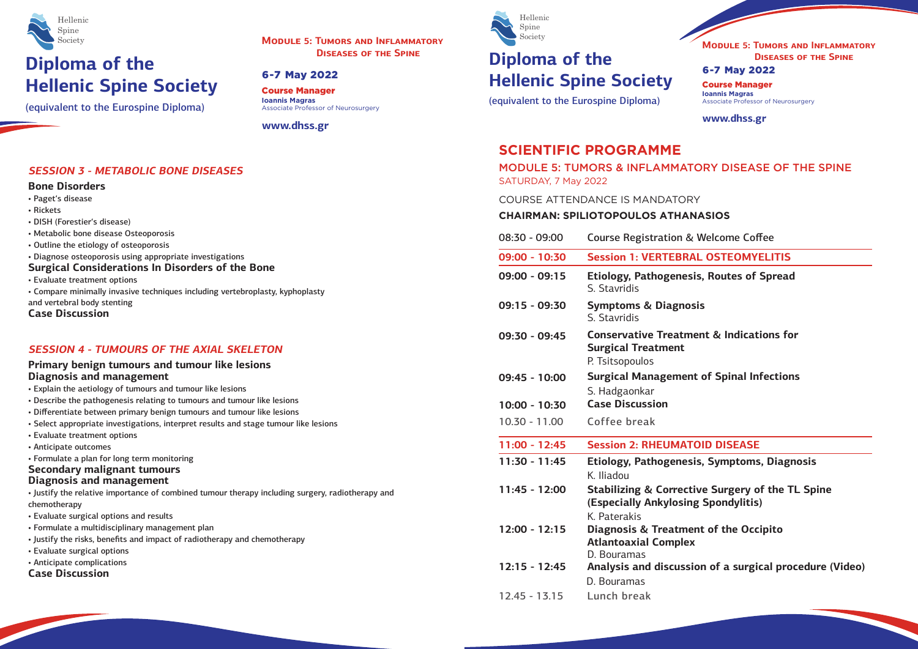# Diploma of the Hellenic Spine Society

(equivalent to the Eurospine Diploma)

**Module 5: Tumors and Inflammatory Diseases of the Spine**

**6-7 May 2022**

**Course Manager**
**Ioannis Magras**
Associate Professor of Neurosurgery

**www.dhss.gr**

## *SESSION 3 - METABOLIC BONE DISEASES*

### Bone Disorders

- Paget's disease
- Rickets
- DISH (Forestier's disease)
- Metabolic bone disease Osteoporosis
- Outline the etiology of osteoporosis
- Diagnose osteoporosis using appropriate investigations

### Surgical Considerations In Disorders of the Bone

- Evaluate treatment options
- Compare minimally invasive techniques including vertebroplasty, kyphoplasty and vertebral body stenting

**Case Discussion**

## *SESSION 4 - TUMOURS OF THE AXIAL SKELETON*

### Primary benign tumours and tumour like lesions
### Diagnosis and management

- Explain the aetiology of tumours and tumour like lesions
- Describe the pathogenesis relating to tumours and tumour like lesions
- Differentiate between primary benign tumours and tumour like lesions
- Select appropriate investigations, interpret results and stage tumour like lesions
- Evaluate treatment options
- Anticipate outcomes
- Formulate a plan for long term monitoring

### Secondary malignant tumours
### Diagnosis and management

- Justify the relative importance of combined tumour therapy including surgery, radiotherapy and chemotherapy
- Evaluate surgical options and results
- Formulate a multidisciplinary management plan
- Justify the risks, benefits and impact of radiotherapy and chemotherapy
- Evaluate surgical options
- Anticipate complications

**Case Discussion**

# Diploma of the Hellenic Spine Society

(equivalent to the Eurospine Diploma)

**Module 5: Tumors and Inflammatory Diseases of the Spine**

**6-7 May 2022**

**Course Manager**
**Ioannis Magras**
Associate Professor of Neurosurgery

**www.dhss.gr**

## SCIENTIFIC PROGRAMME

### MODULE 5: TUMORS & INFLAMMATORY DISEASE OF THE SPINE

SATURDAY, 7 May 2022

COURSE ATTENDANCE IS MANDATORY

**CHAIRMAN: SPILIOTOPOULOS ATHANASIOS**

| Time | Programme |
|---|---|
| 08:30 - 09:00 | Course Registration & Welcome Coffee |
| **09:00 - 10:30** | **Session 1: VERTEBRAL OSTEOMYELITIS** |
| **09:00 - 09:15** | **Etiology, Pathogenesis, Routes of Spread** S. Stavridis |
| **09:15 - 09:30** | **Symptoms & Diagnosis** S. Stavridis |
| **09:30 - 09:45** | **Conservative Treatment & Indications for Surgical Treatment** P. Tsitsopoulos |
| **09:45 - 10:00** | **Surgical Management of Spinal Infections** S. Hadgaonkar |
| **10:00 - 10:30** | **Case Discussion** |
| 10.30 - 11.00 | Coffee break |
| **11:00 - 12:45** | **Session 2: RHEUMATOID DISEASE** |
| **11:30 - 11:45** | **Etiology, Pathogenesis, Symptoms, Diagnosis** K. Iliadou |
| **11:45 - 12:00** | **Stabilizing & Corrective Surgery of the TL Spine (Especially Ankylosing Spondylitis)** K. Paterakis |
| **12:00 - 12:15** | **Diagnosis & Treatment of the Occipito Atlantoaxial Complex** D. Bouramas |
| **12:15 - 12:45** | **Analysis and discussion of a surgical procedure (Video)** D. Bouramas |
| 12.45 - 13.15 | Lunch break |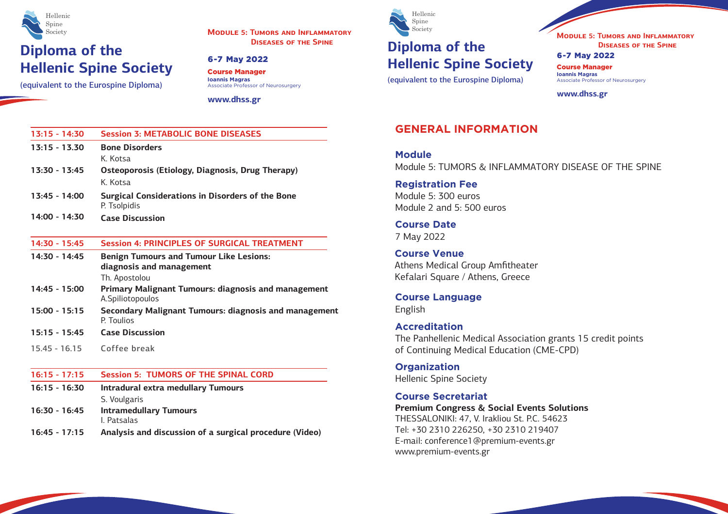# Diploma of the Hellenic Spine Society

(equivalent to the Eurospine Diploma)

**Module 5: Tumors and Inflammatory Diseases of the Spine**

**6-7 May 2022**

**Course Manager**
**Ioannis Magras**
Associate Professor of Neurosurgery

**www.dhss.gr**

| | |
|---|---|
| **13:15 - 14:30** | **Session 3: METABOLIC BONE DISEASES** |
| 13:15 - 13.30 | **Bone Disorders**<br>K. Kotsa |
| 13:30 - 13:45 | **Osteoporosis (Etiology, Diagnosis, Drug Therapy)**<br>K. Kotsa |
| 13:45 - 14:00 | **Surgical Considerations in Disorders of the Bone**<br>P. Tsolpidis |
| 14:00 - 14:30 | **Case Discussion** |

| | |
|---|---|
| **14:30 - 15:45** | **Session 4: PRINCIPLES OF SURGICAL TREATMENT** |
| 14:30 - 14:45 | **Benign Tumours and Tumour Like Lesions: diagnosis and management**<br>Th. Apostolou |
| 14:45 - 15:00 | **Primary Malignant Tumours: diagnosis and management**<br>A.Spiliotopoulos |
| 15:00 - 15:15 | **Secondary Malignant Tumours: diagnosis and management**<br>P. Toulios |
| 15:15 - 15:45 | **Case Discussion** |
| 15.45 - 16.15 | Coffee break |

| | |
|---|---|
| **16:15 - 17:15** | **Session 5: TUMORS OF THE SPINAL CORD** |
| 16:15 - 16:30 | **Intradural extra medullary Tumours**<br>S. Voulgaris |
| 16:30 - 16:45 | **Intramedullary Tumours**<br>I. Patsalas |
| 16:45 - 17:15 | **Analysis and discussion of a surgical procedure (Video)** |

## GENERAL INFORMATION

### Module
Module 5: TUMORS & INFLAMMATORY DISEASE OF THE SPINE

### Registration Fee
Module 5: 300 euros
Module 2 and 5: 500 euros

### Course Date
7 May 2022

### Course Venue
Athens Medical Group Amfitheater
Kefalari Square / Athens, Greece

### Course Language
English

### Accreditation
The Panhellenic Medical Association grants 15 credit points of Continuing Medical Education (CME-CPD)

### Organization
Hellenic Spine Society

### Course Secretariat
**Premium Congress & Social Events Solutions**
THESSALONIKI: 47, V. Irakliou St. P.C. 54623
Tel: +30 2310 226250, +30 2310 219407
E-mail: conference1@premium-events.gr
www.premium-events.gr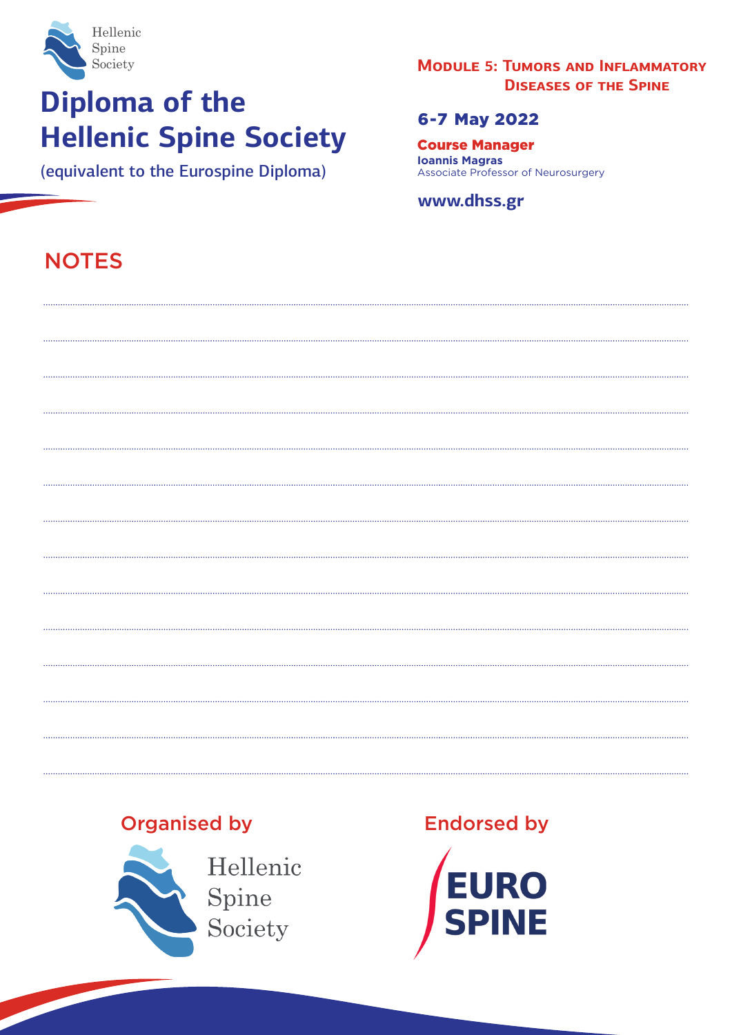Hellenic Spine Society

# Diploma of the Hellenic Spine Society

(equivalent to the Eurospine Diploma)

**Module 5: Tumors and Inflammatory Diseases of the Spine**

**6-7 May 2022**

**Course Manager**
**Ioannis Magras**
Associate Professor of Neurosurgery

**www.dhss.gr**

## NOTES

Organised by

Hellenic Spine Society

Endorsed by

EURO SPINE